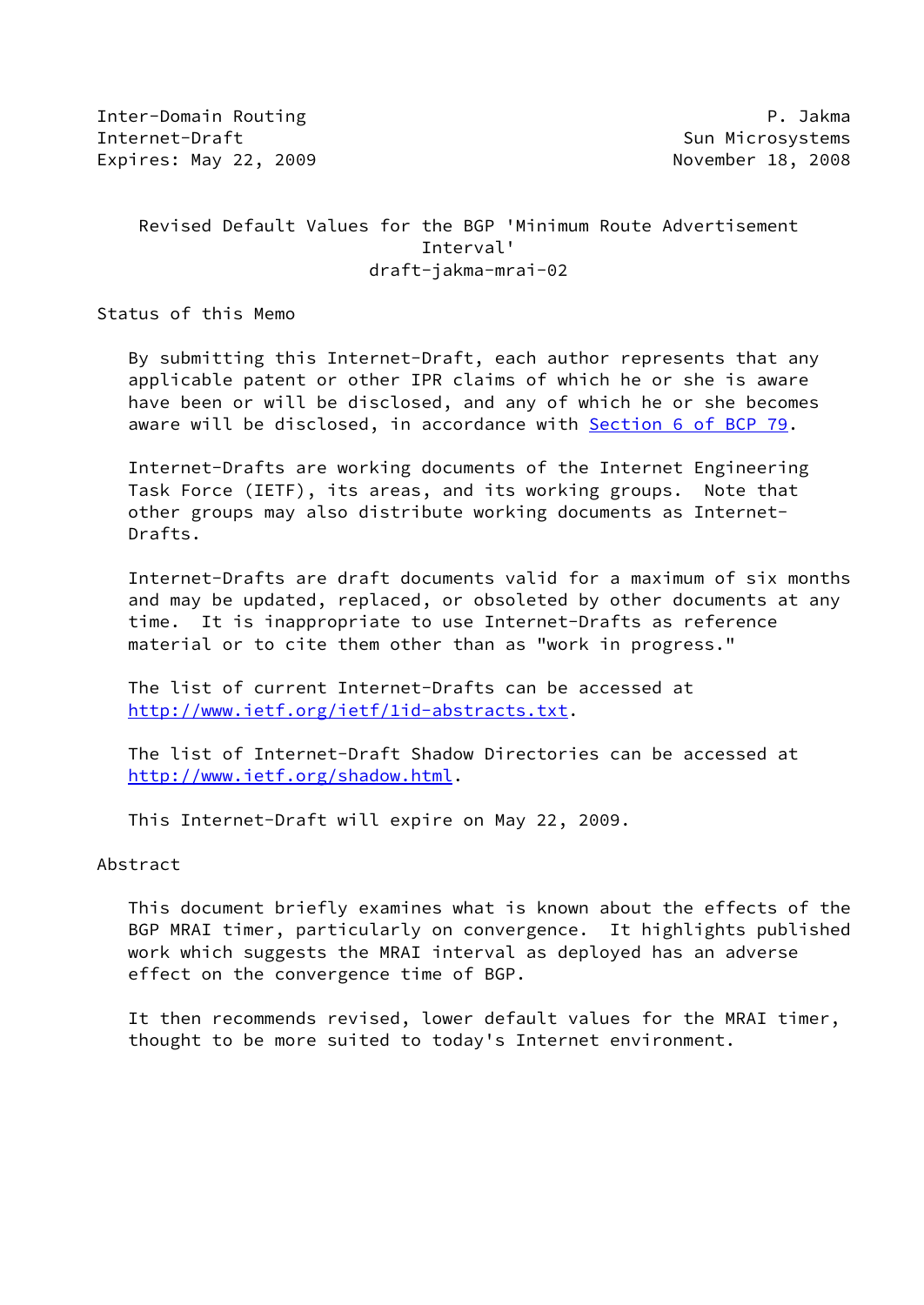Inter-Domain Routing P. Jakma
Internet-Draft Sun Microsystems
Expires: May 22, 2009 November 18, 2008

# Revised Default Values for the BGP 'Minimum Route Advertisement Interval'
draft-jakma-mrai-02

## Status of this Memo

By submitting this Internet-Draft, each author represents that any applicable patent or other IPR claims of which he or she is aware have been or will be disclosed, and any of which he or she becomes aware will be disclosed, in accordance with Section 6 of BCP 79.

Internet-Drafts are working documents of the Internet Engineering Task Force (IETF), its areas, and its working groups. Note that other groups may also distribute working documents as Internet-Drafts.

Internet-Drafts are draft documents valid for a maximum of six months and may be updated, replaced, or obsoleted by other documents at any time. It is inappropriate to use Internet-Drafts as reference material or to cite them other than as "work in progress."

The list of current Internet-Drafts can be accessed at http://www.ietf.org/ietf/1id-abstracts.txt.

The list of Internet-Draft Shadow Directories can be accessed at http://www.ietf.org/shadow.html.

This Internet-Draft will expire on May 22, 2009.

## Abstract

This document briefly examines what is known about the effects of the BGP MRAI timer, particularly on convergence. It highlights published work which suggests the MRAI interval as deployed has an adverse effect on the convergence time of BGP.

It then recommends revised, lower default values for the MRAI timer, thought to be more suited to today's Internet environment.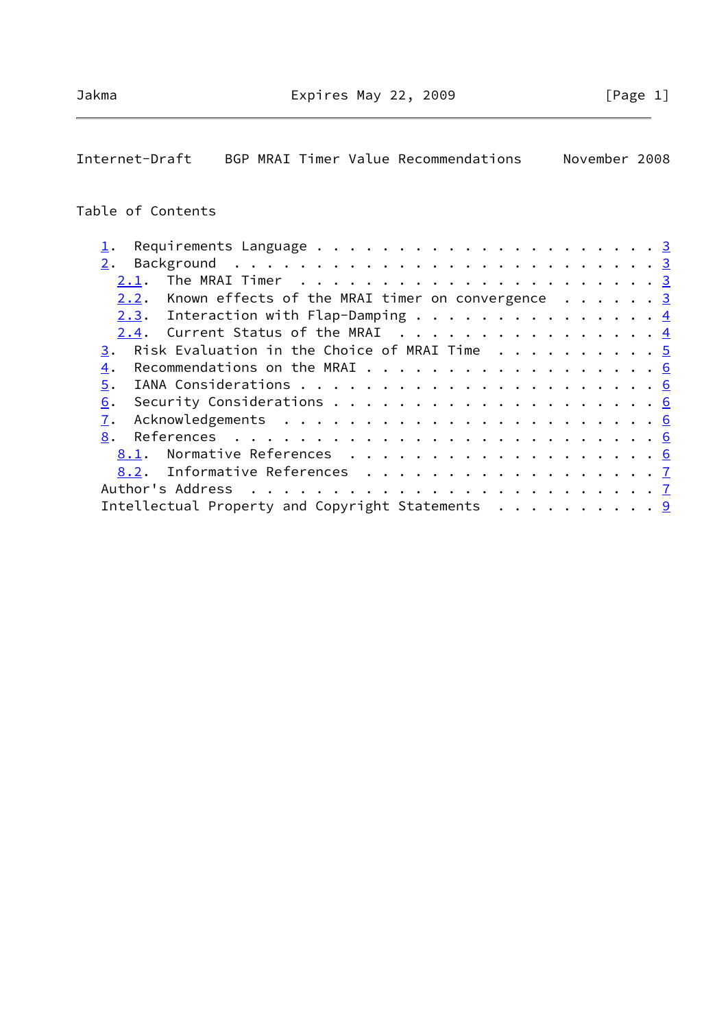## Table of Contents

1. Requirements Language . . . . . . . . . . . . . . . . . . . . . 3
2. Background . . . . . . . . . . . . . . . . . . . . . . . . . . 3
   - 2.1. The MRAI Timer . . . . . . . . . . . . . . . . . . . . . 3
   - 2.2. Known effects of the MRAI timer on convergence . . . . . . 3
   - 2.3. Interaction with Flap-Damping . . . . . . . . . . . . . . 4
   - 2.4. Current Status of the MRAI . . . . . . . . . . . . . . . 4
3. Risk Evaluation in the Choice of MRAI Time . . . . . . . . . . 5
4. Recommendations on the MRAI . . . . . . . . . . . . . . . . . . 6
5. IANA Considerations . . . . . . . . . . . . . . . . . . . . . . 6
6. Security Considerations . . . . . . . . . . . . . . . . . . . . 6
7. Acknowledgements . . . . . . . . . . . . . . . . . . . . . . . 6
8. References . . . . . . . . . . . . . . . . . . . . . . . . . . 6
   - 8.1. Normative References . . . . . . . . . . . . . . . . . . 6
   - 8.2. Informative References . . . . . . . . . . . . . . . . . 7

Author's Address . . . . . . . . . . . . . . . . . . . . . . . . . 7

Intellectual Property and Copyright Statements . . . . . . . . . . 9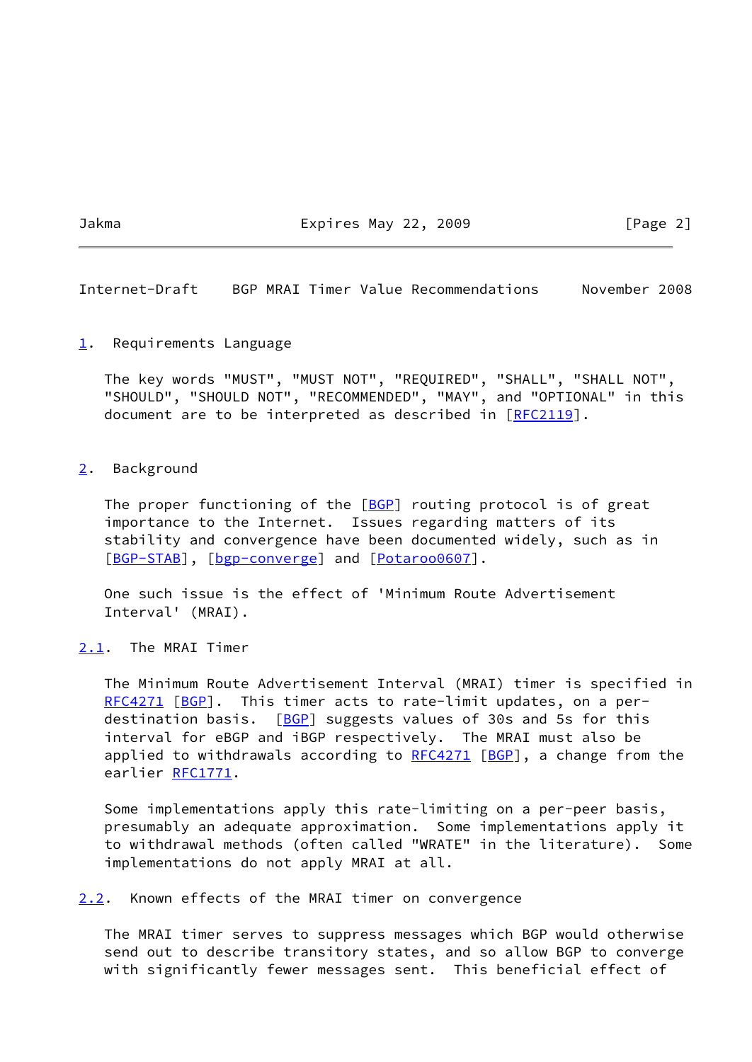## 1. Requirements Language

The key words "MUST", "MUST NOT", "REQUIRED", "SHALL", "SHALL NOT", "SHOULD", "SHOULD NOT", "RECOMMENDED", "MAY", and "OPTIONAL" in this document are to be interpreted as described in [RFC2119].

## 2. Background

The proper functioning of the [BGP] routing protocol is of great importance to the Internet. Issues regarding matters of its stability and convergence have been documented widely, such as in [BGP-STAB], [bgp-converge] and [Potaroo0607].

One such issue is the effect of 'Minimum Route Advertisement Interval' (MRAI).

### 2.1. The MRAI Timer

The Minimum Route Advertisement Interval (MRAI) timer is specified in RFC4271 [BGP]. This timer acts to rate-limit updates, on a per-destination basis. [BGP] suggests values of 30s and 5s for this interval for eBGP and iBGP respectively. The MRAI must also be applied to withdrawals according to RFC4271 [BGP], a change from the earlier RFC1771.

Some implementations apply this rate-limiting on a per-peer basis, presumably an adequate approximation. Some implementations apply it to withdrawal methods (often called "WRATE" in the literature). Some implementations do not apply MRAI at all.

### 2.2. Known effects of the MRAI timer on convergence

The MRAI timer serves to suppress messages which BGP would otherwise send out to describe transitory states, and so allow BGP to converge with significantly fewer messages sent. This beneficial effect of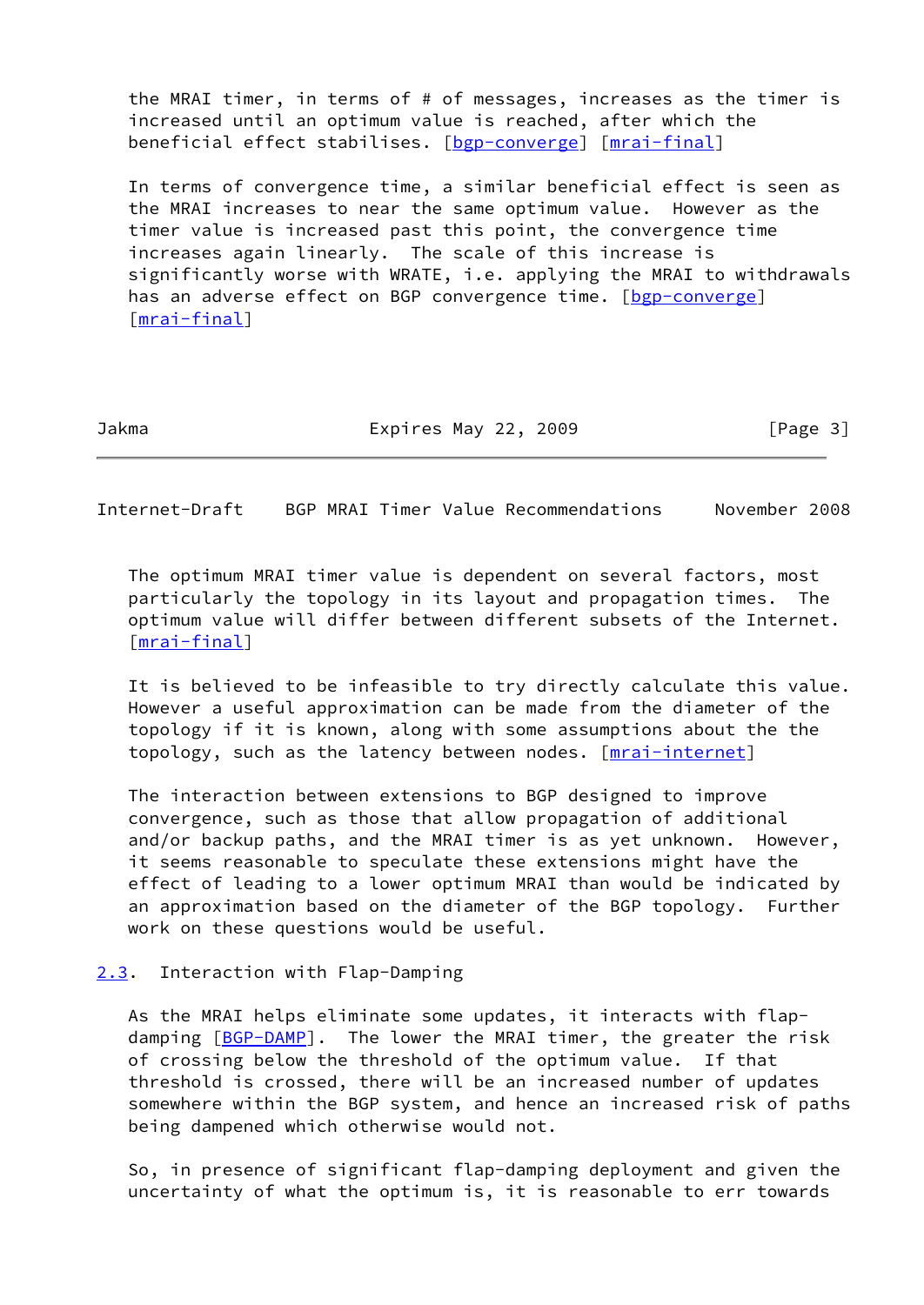the MRAI timer, in terms of # of messages, increases as the timer is increased until an optimum value is reached, after which the beneficial effect stabilises. [bgp-converge] [mrai-final]

In terms of convergence time, a similar beneficial effect is seen as the MRAI increases to near the same optimum value. However as the timer value is increased past this point, the convergence time increases again linearly. The scale of this increase is significantly worse with WRATE, i.e. applying the MRAI to withdrawals has an adverse effect on BGP convergence time. [bgp-converge] [mrai-final]

The optimum MRAI timer value is dependent on several factors, most particularly the topology in its layout and propagation times. The optimum value will differ between different subsets of the Internet. [mrai-final]

It is believed to be infeasible to try directly calculate this value. However a useful approximation can be made from the diameter of the topology if it is known, along with some assumptions about the the topology, such as the latency between nodes. [mrai-internet]

The interaction between extensions to BGP designed to improve convergence, such as those that allow propagation of additional and/or backup paths, and the MRAI timer is as yet unknown. However, it seems reasonable to speculate these extensions might have the effect of leading to a lower optimum MRAI than would be indicated by an approximation based on the diameter of the BGP topology. Further work on these questions would be useful.

### 2.3. Interaction with Flap-Damping

As the MRAI helps eliminate some updates, it interacts with flap-damping [BGP-DAMP]. The lower the MRAI timer, the greater the risk of crossing below the threshold of the optimum value. If that threshold is crossed, there will be an increased number of updates somewhere within the BGP system, and hence an increased risk of paths being dampened which otherwise would not.

So, in presence of significant flap-damping deployment and given the uncertainty of what the optimum is, it is reasonable to err towards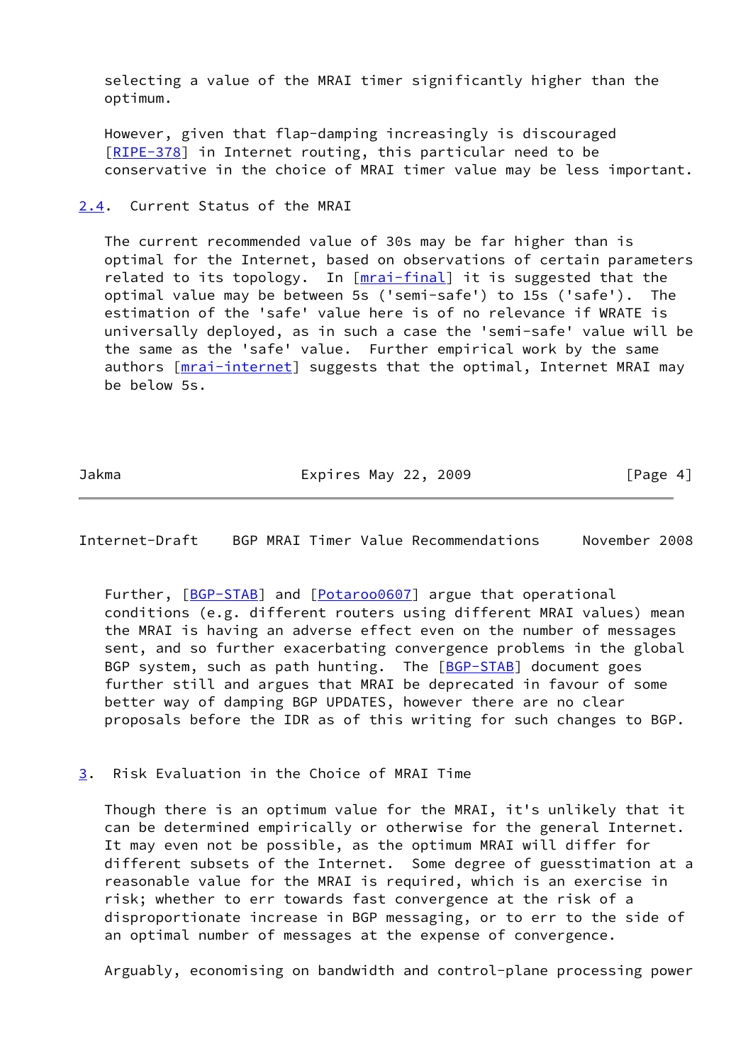selecting a value of the MRAI timer significantly higher than the optimum.

However, given that flap-damping increasingly is discouraged [RIPE-378] in Internet routing, this particular need to be conservative in the choice of MRAI timer value may be less important.

## 2.4. Current Status of the MRAI

The current recommended value of 30s may be far higher than is optimal for the Internet, based on observations of certain parameters related to its topology. In [mrai-final] it is suggested that the optimal value may be between 5s ('semi-safe') to 15s ('safe'). The estimation of the 'safe' value here is of no relevance if WRATE is universally deployed, as in such a case the 'semi-safe' value will be the same as the 'safe' value. Further empirical work by the same authors [mrai-internet] suggests that the optimal, Internet MRAI may be below 5s.

Further, [BGP-STAB] and [Potaroo0607] argue that operational conditions (e.g. different routers using different MRAI values) mean the MRAI is having an adverse effect even on the number of messages sent, and so further exacerbating convergence problems in the global BGP system, such as path hunting. The [BGP-STAB] document goes further still and argues that MRAI be deprecated in favour of some better way of damping BGP UPDATES, however there are no clear proposals before the IDR as of this writing for such changes to BGP.

# 3. Risk Evaluation in the Choice of MRAI Time

Though there is an optimum value for the MRAI, it's unlikely that it can be determined empirically or otherwise for the general Internet. It may even not be possible, as the optimum MRAI will differ for different subsets of the Internet. Some degree of guesstimation at a reasonable value for the MRAI is required, which is an exercise in risk; whether to err towards fast convergence at the risk of a disproportionate increase in BGP messaging, or to err to the side of an optimal number of messages at the expense of convergence.

Arguably, economising on bandwidth and control-plane processing power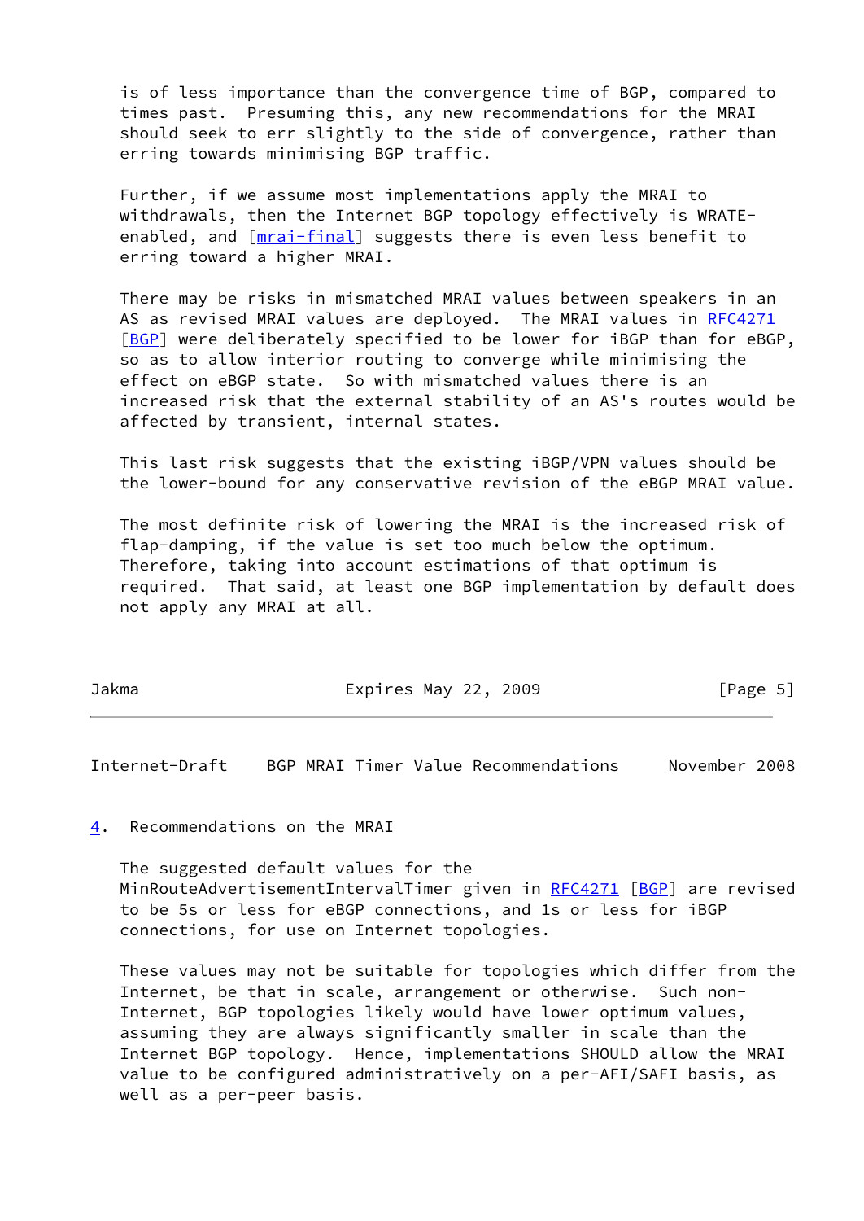is of less importance than the convergence time of BGP, compared to times past. Presuming this, any new recommendations for the MRAI should seek to err slightly to the side of convergence, rather than erring towards minimising BGP traffic.

Further, if we assume most implementations apply the MRAI to withdrawals, then the Internet BGP topology effectively is WRATE-enabled, and [mrai-final] suggests there is even less benefit to erring toward a higher MRAI.

There may be risks in mismatched MRAI values between speakers in an AS as revised MRAI values are deployed. The MRAI values in RFC4271 [BGP] were deliberately specified to be lower for iBGP than for eBGP, so as to allow interior routing to converge while minimising the effect on eBGP state. So with mismatched values there is an increased risk that the external stability of an AS's routes would be affected by transient, internal states.

This last risk suggests that the existing iBGP/VPN values should be the lower-bound for any conservative revision of the eBGP MRAI value.

The most definite risk of lowering the MRAI is the increased risk of flap-damping, if the value is set too much below the optimum. Therefore, taking into account estimations of that optimum is required. That said, at least one BGP implementation by default does not apply any MRAI at all.

## 4. Recommendations on the MRAI

The suggested default values for the MinRouteAdvertisementIntervalTimer given in RFC4271 [BGP] are revised to be 5s or less for eBGP connections, and 1s or less for iBGP connections, for use on Internet topologies.

These values may not be suitable for topologies which differ from the Internet, be that in scale, arrangement or otherwise. Such non-Internet, BGP topologies likely would have lower optimum values, assuming they are always significantly smaller in scale than the Internet BGP topology. Hence, implementations SHOULD allow the MRAI value to be configured administratively on a per-AFI/SAFI basis, as well as a per-peer basis.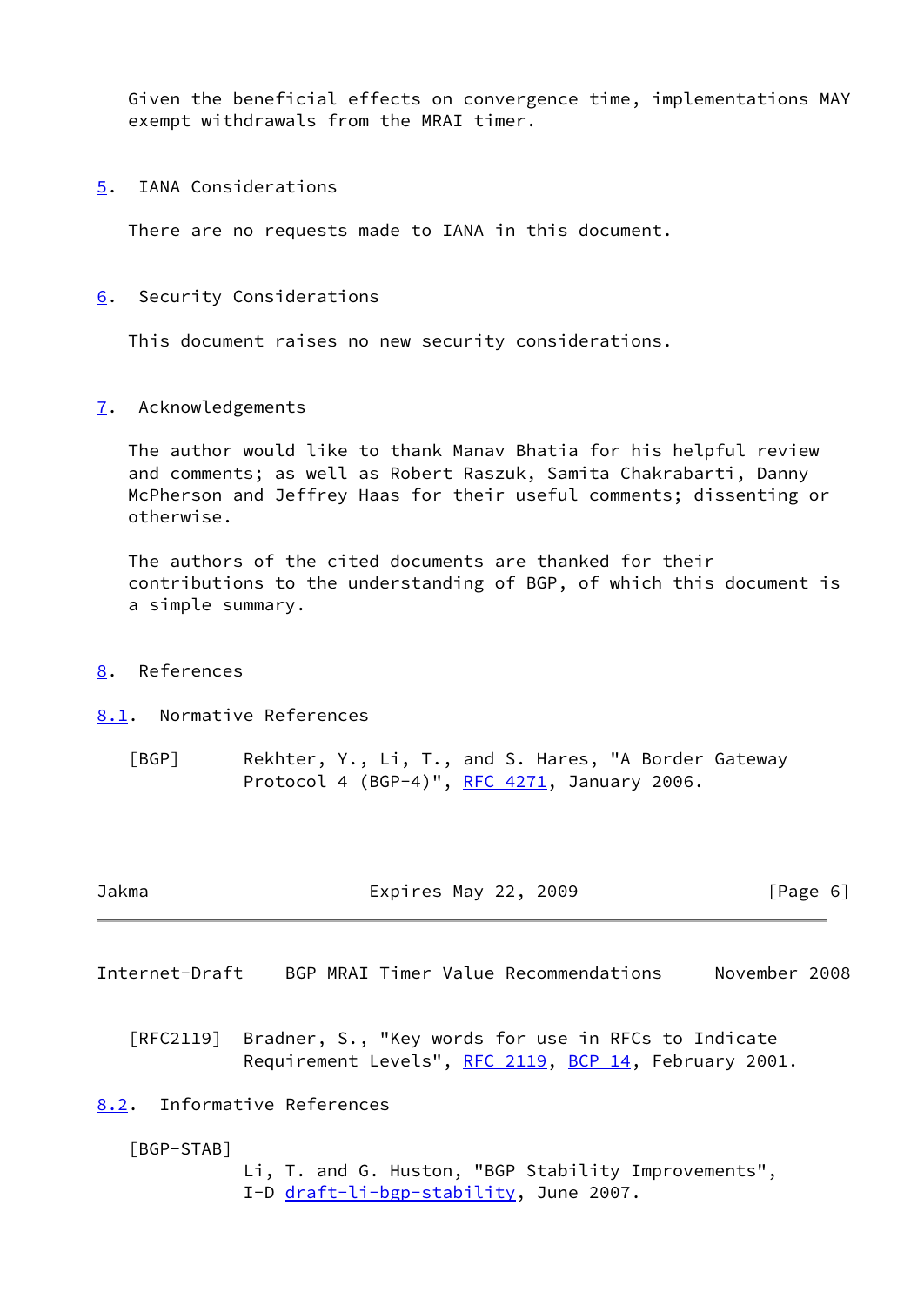Given the beneficial effects on convergence time, implementations MAY exempt withdrawals from the MRAI timer.

## 5. IANA Considerations

There are no requests made to IANA in this document.

## 6. Security Considerations

This document raises no new security considerations.

## 7. Acknowledgements

The author would like to thank Manav Bhatia for his helpful review and comments; as well as Robert Raszuk, Samita Chakrabarti, Danny McPherson and Jeffrey Haas for their useful comments; dissenting or otherwise.

The authors of the cited documents are thanked for their contributions to the understanding of BGP, of which this document is a simple summary.

## 8. References

### 8.1. Normative References

[BGP] Rekhter, Y., Li, T., and S. Hares, "A Border Gateway Protocol 4 (BGP-4)", RFC 4271, January 2006.

[RFC2119] Bradner, S., "Key words for use in RFCs to Indicate Requirement Levels", RFC 2119, BCP 14, February 2001.

### 8.2. Informative References

[BGP-STAB] Li, T. and G. Huston, "BGP Stability Improvements", I-D draft-li-bgp-stability, June 2007.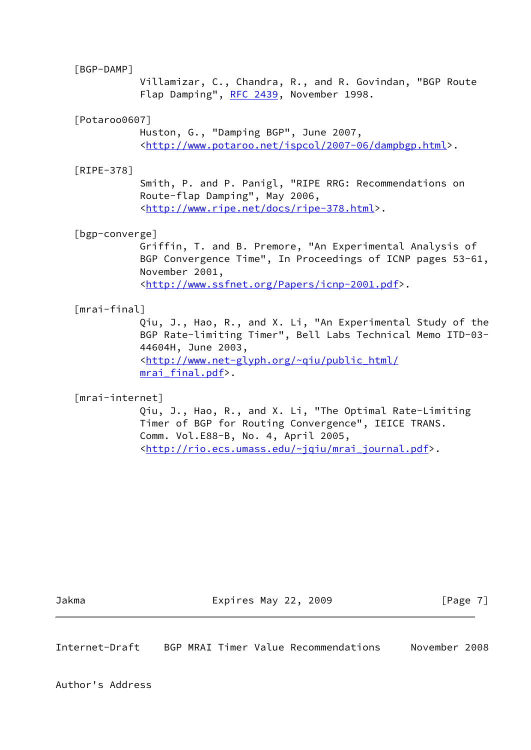[BGP-DAMP]
Villamizar, C., Chandra, R., and R. Govindan, "BGP Route Flap Damping", RFC 2439, November 1998.

[Potaroo0607]
Huston, G., "Damping BGP", June 2007, <http://www.potaroo.net/ispcol/2007-06/dampbgp.html>.

[RIPE-378]
Smith, P. and P. Panigl, "RIPE RRG: Recommendations on Route-flap Damping", May 2006, <http://www.ripe.net/docs/ripe-378.html>.

[bgp-converge]
Griffin, T. and B. Premore, "An Experimental Analysis of BGP Convergence Time", In Proceedings of ICNP pages 53-61, November 2001, <http://www.ssfnet.org/Papers/icnp-2001.pdf>.

[mrai-final]
Qiu, J., Hao, R., and X. Li, "An Experimental Study of the BGP Rate-limiting Timer", Bell Labs Technical Memo ITD-03-44604H, June 2003, <http://www.net-glyph.org/~qiu/public_html/mrai_final.pdf>.

[mrai-internet]
Qiu, J., Hao, R., and X. Li, "The Optimal Rate-Limiting Timer of BGP for Routing Convergence", IEICE TRANS. Comm. Vol.E88-B, No. 4, April 2005, <http://rio.ecs.umass.edu/~jqiu/mrai_journal.pdf>.

## Author's Address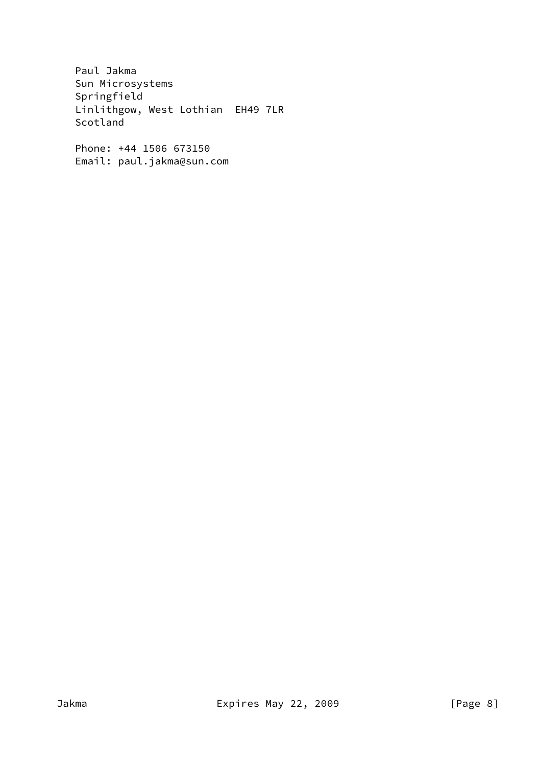Paul Jakma
Sun Microsystems
Springfield
Linlithgow, West Lothian  EH49 7LR
Scotland

Phone: +44 1506 673150
Email: paul.jakma@sun.com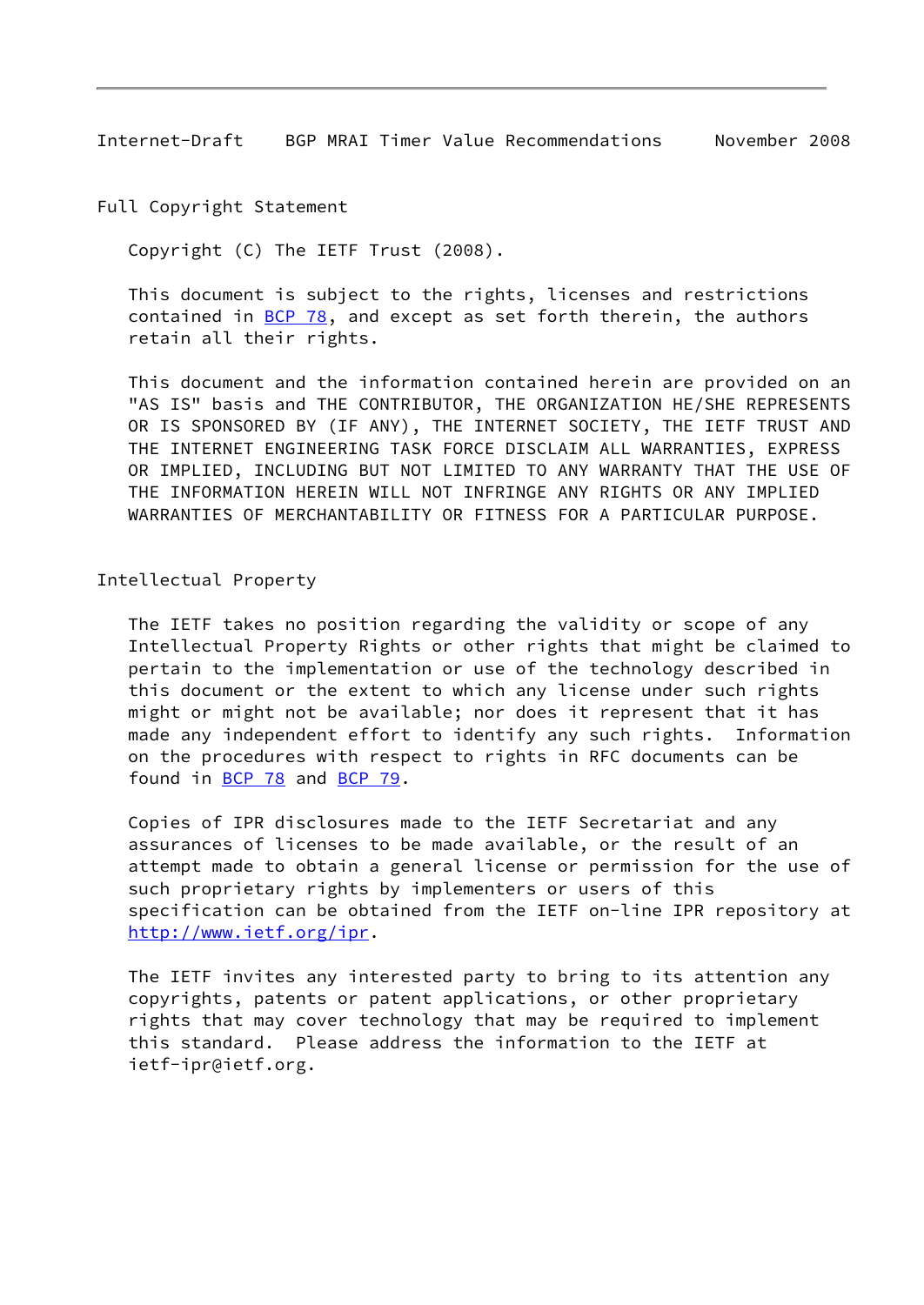## Full Copyright Statement

Copyright (C) The IETF Trust (2008).

This document is subject to the rights, licenses and restrictions contained in BCP 78, and except as set forth therein, the authors retain all their rights.

This document and the information contained herein are provided on an "AS IS" basis and THE CONTRIBUTOR, THE ORGANIZATION HE/SHE REPRESENTS OR IS SPONSORED BY (IF ANY), THE INTERNET SOCIETY, THE IETF TRUST AND THE INTERNET ENGINEERING TASK FORCE DISCLAIM ALL WARRANTIES, EXPRESS OR IMPLIED, INCLUDING BUT NOT LIMITED TO ANY WARRANTY THAT THE USE OF THE INFORMATION HEREIN WILL NOT INFRINGE ANY RIGHTS OR ANY IMPLIED WARRANTIES OF MERCHANTABILITY OR FITNESS FOR A PARTICULAR PURPOSE.

## Intellectual Property

The IETF takes no position regarding the validity or scope of any Intellectual Property Rights or other rights that might be claimed to pertain to the implementation or use of the technology described in this document or the extent to which any license under such rights might or might not be available; nor does it represent that it has made any independent effort to identify any such rights. Information on the procedures with respect to rights in RFC documents can be found in BCP 78 and BCP 79.

Copies of IPR disclosures made to the IETF Secretariat and any assurances of licenses to be made available, or the result of an attempt made to obtain a general license or permission for the use of such proprietary rights by implementers or users of this specification can be obtained from the IETF on-line IPR repository at http://www.ietf.org/ipr.

The IETF invites any interested party to bring to its attention any copyrights, patents or patent applications, or other proprietary rights that may cover technology that may be required to implement this standard. Please address the information to the IETF at ietf-ipr@ietf.org.